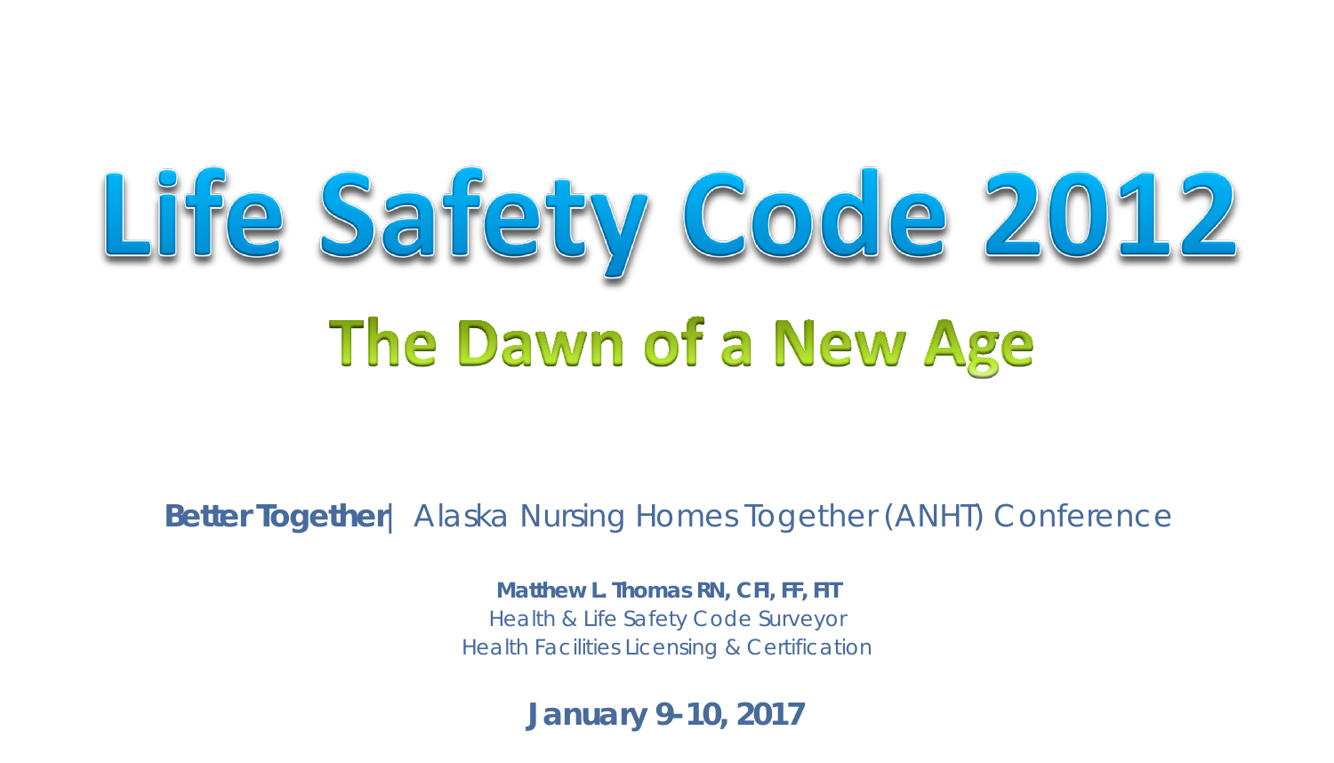# Life Safety Code 2012

## The Dawn of a New Age

**Better Together** | Alaska Nursing Homes Together (ANHT) Conference

**Matthew L. Thomas RN, CFI, FF, FIT**
Health & Life Safety Code Surveyor
Health Facilities Licensing & Certification

**January 9-10, 2017**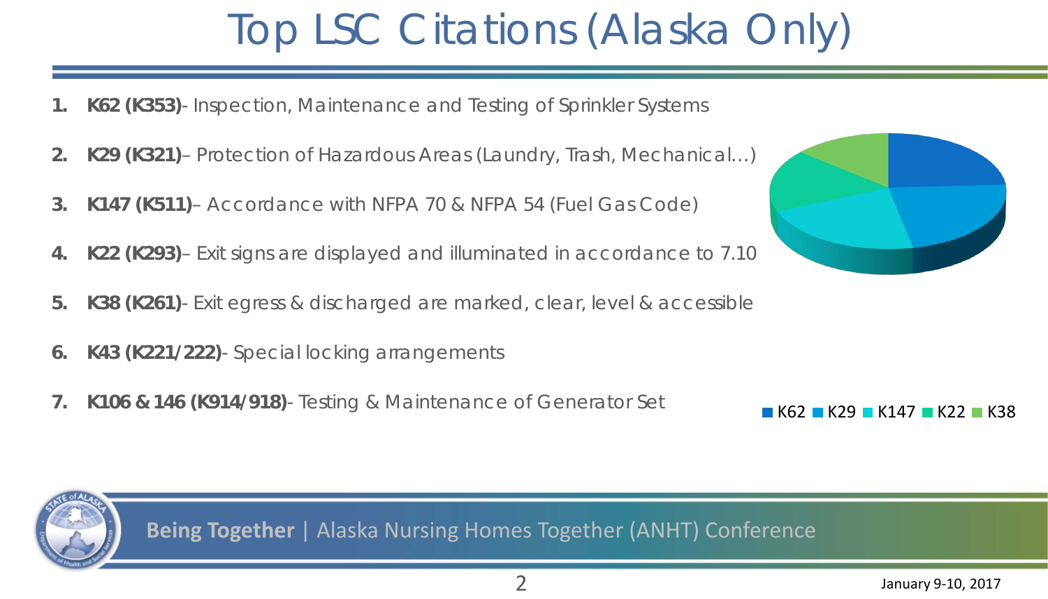# Top LSC Citations (Alaska Only)

1. **K62 (K353)**- Inspection, Maintenance and Testing of Sprinkler Systems
2. **K29 (K321)**– Protection of Hazardous Areas (Laundry, Trash, Mechanical…)
3. **K147 (K511)**– Accordance with NFPA 70 & NFPA 54 (Fuel Gas Code)
4. **K22 (K293)**– Exit signs are displayed and illuminated in accordance to 7.10
5. **K38 (K261)**- Exit egress & discharged are marked, clear, level & accessible
6. **K43 (K221/222)**- Special locking arrangements
7. **K106 & 146 (K914/918)**- Testing & Maintenance of Generator Set

K62 K29 K147 K22 K38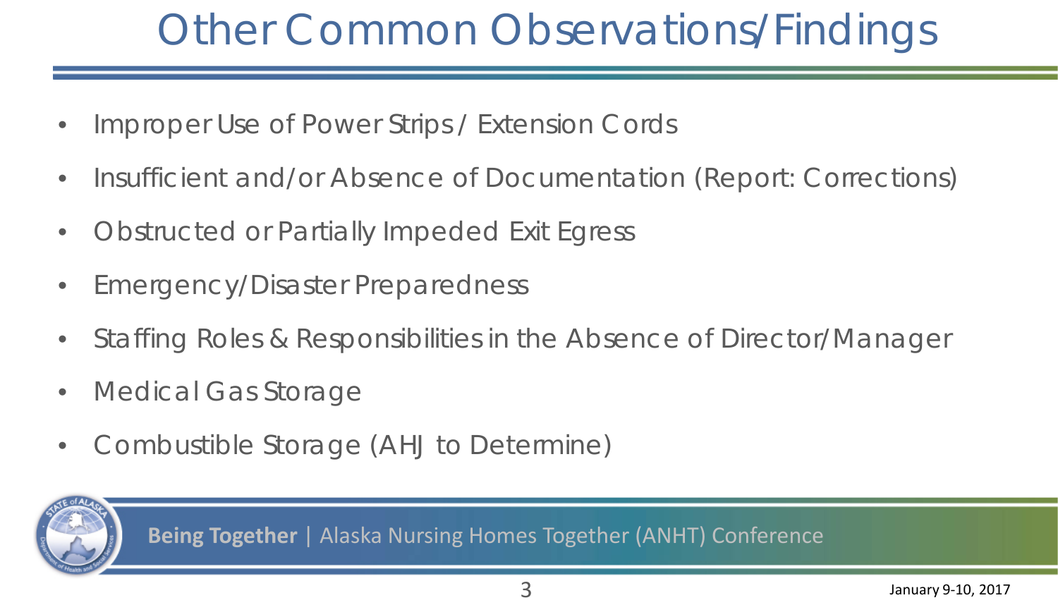# Other Common Observations/Findings

- Improper Use of Power Strips / Extension Cords
- Insufficient and/or Absence of Documentation (Report: Corrections)
- Obstructed or Partially Impeded Exit Egress
- Emergency/Disaster Preparedness
- Staffing Roles & Responsibilities in the Absence of Director/Manager
- Medical Gas Storage
- Combustible Storage (AHJ to Determine)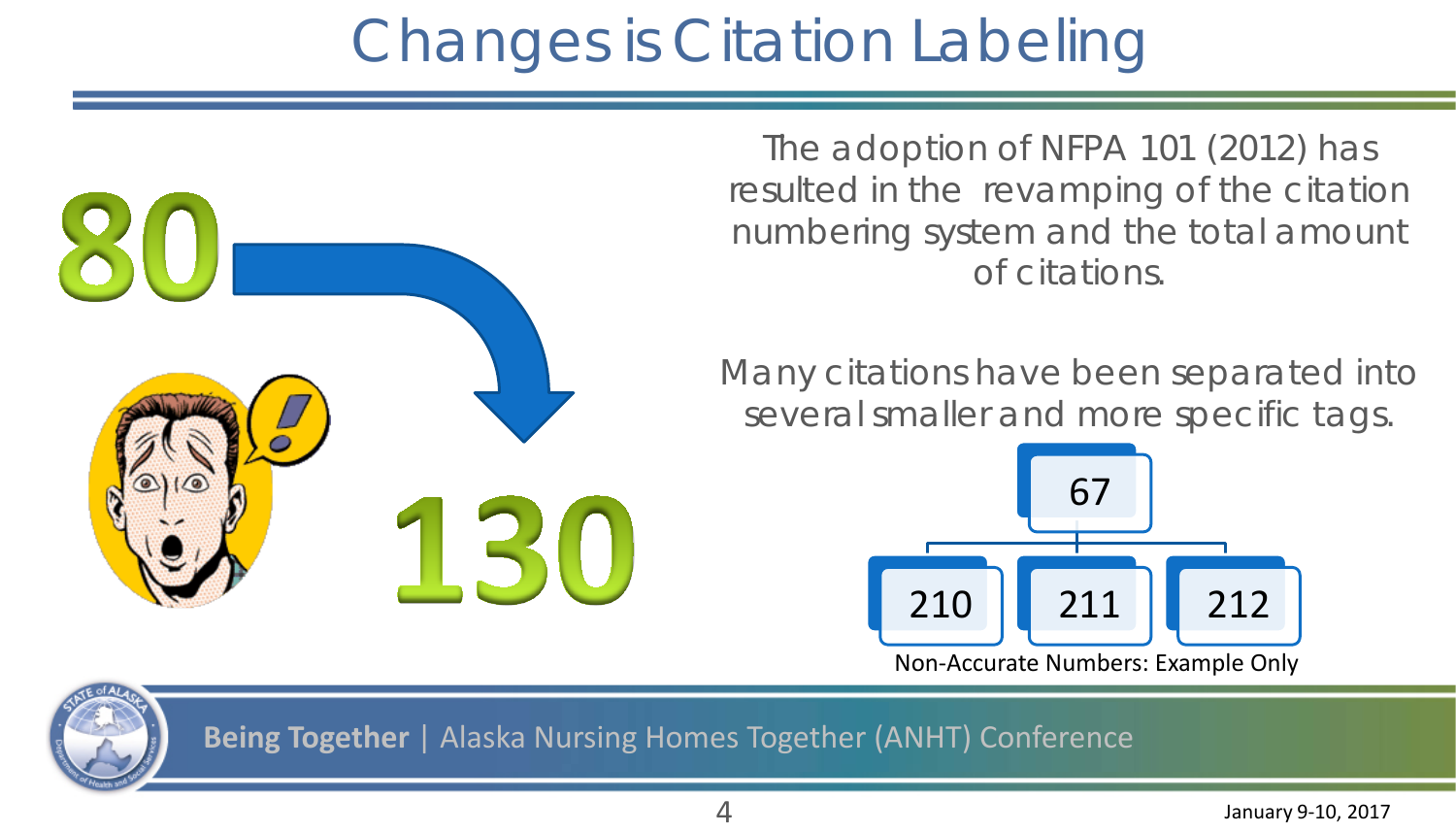# Changes is Citation Labeling

80

130

The adoption of NFPA 101 (2012) has resulted in the revamping of the citation numbering system and the total amount of citations.

Many citations have been separated into several smaller and more specific tags.

67

210 211 212

Non-Accurate Numbers: Example Only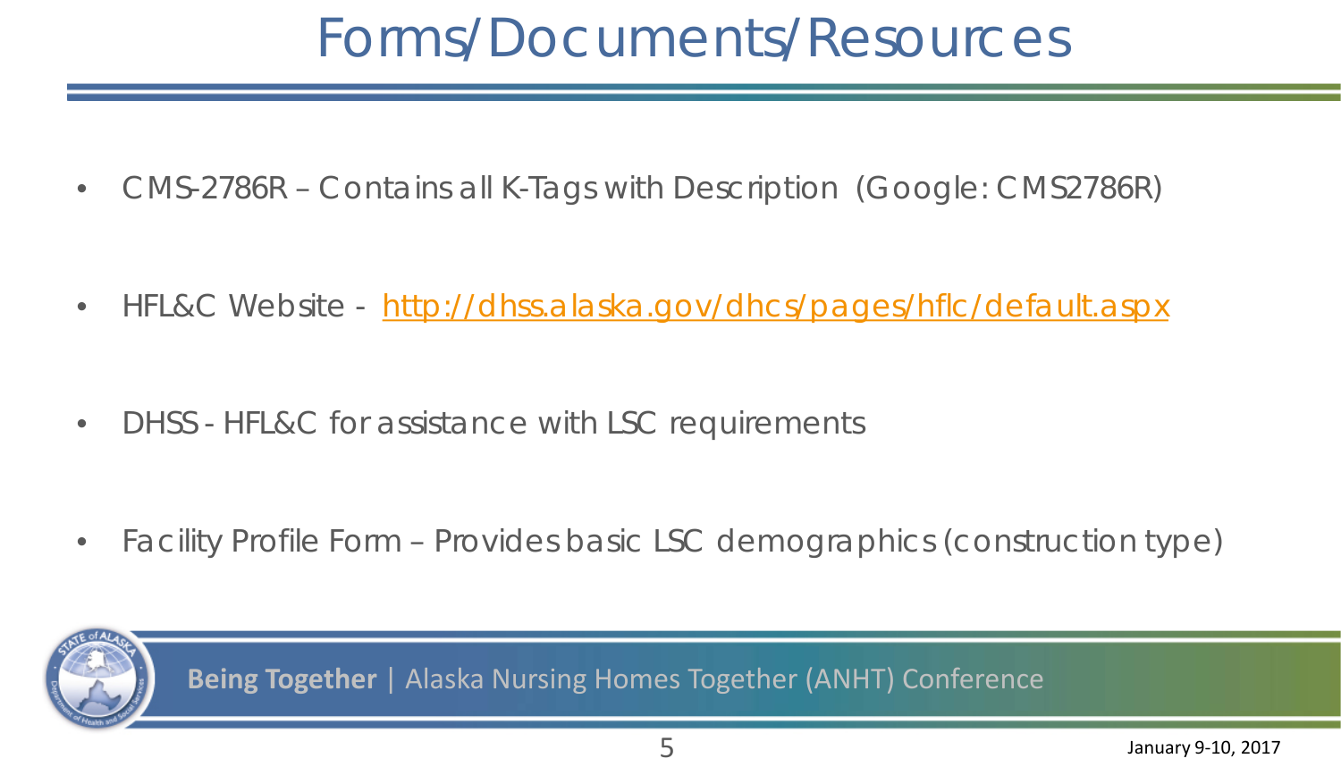# Forms/Documents/Resources

- CMS-2786R – Contains all K-Tags with Description (Google: CMS2786R)
- HFL&C Website - http://dhss.alaska.gov/dhcs/pages/hflc/default.aspx
- DHSS - HFL&C for assistance with LSC requirements
- Facility Profile Form – Provides basic LSC demographics (construction type)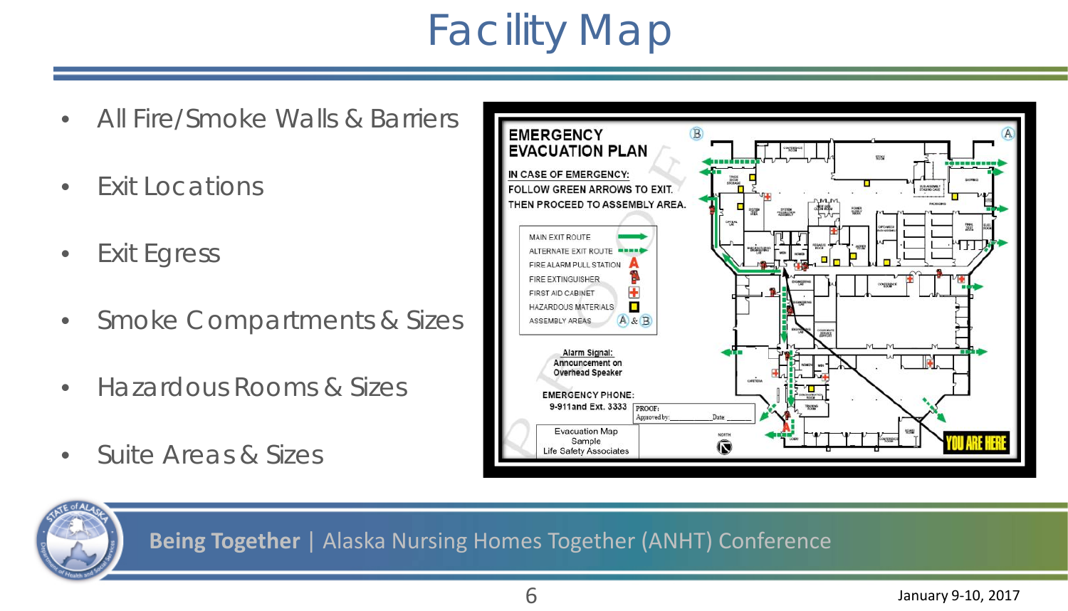# Facility Map

- All Fire/Smoke Walls & Barriers
- Exit Locations
- Exit Egress
- Smoke Compartments & Sizes
- Hazardous Rooms & Sizes
- Suite Areas & Sizes

**EMERGENCY EVACUATION PLAN**

IN CASE OF EMERGENCY:
FOLLOW GREEN ARROWS TO EXIT.
THEN PROCEED TO ASSEMBLY AREA.

- MAIN EXIT ROUTE
- ALTERNATE EXIT ROUTE
- FIRE ALARM PULL STATION
- FIRE EXTINGUISHER
- FIRST AID CABINET
- HAZARDOUS MATERIALS
- ASSEMBLY AREAS (A) & (B)

Alarm Signal:
Announcement on Overhead Speaker

EMERGENCY PHONE:
9-911and Ext. 3333

PROOF:
Approved by: ________ Date ______

Evacuation Map
Sample
Life Safety Associates

NORTH

YOU ARE HERE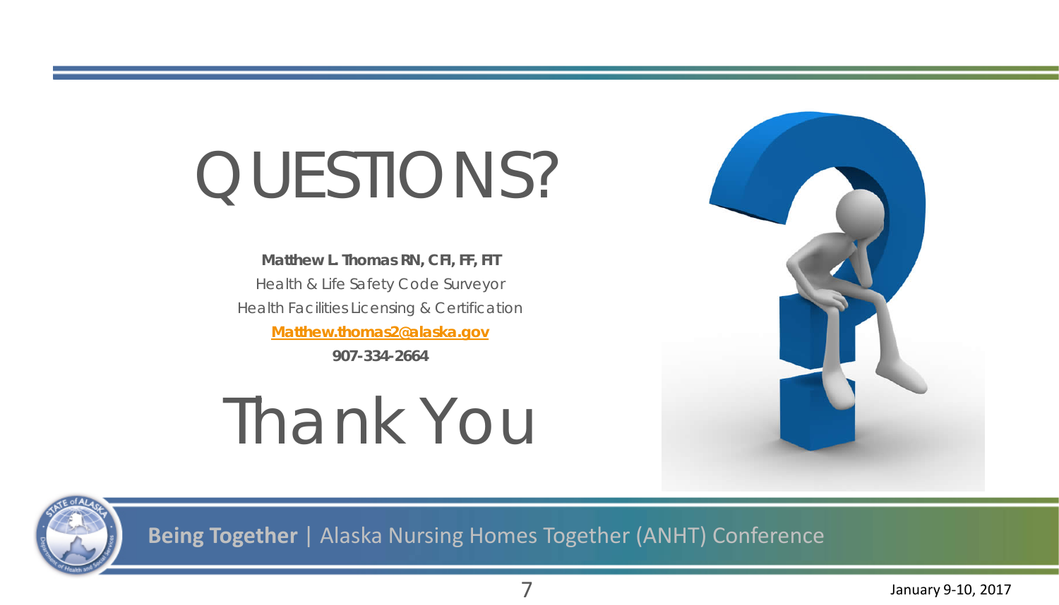# QUESTIONS?

**Matthew L. Thomas RN, CFI, FF, FIT**

Health & Life Safety Code Surveyor

Health Facilities Licensing & Certification

**Matthew.thomas2@alaska.gov**

**907-334-2664**

# Thank You